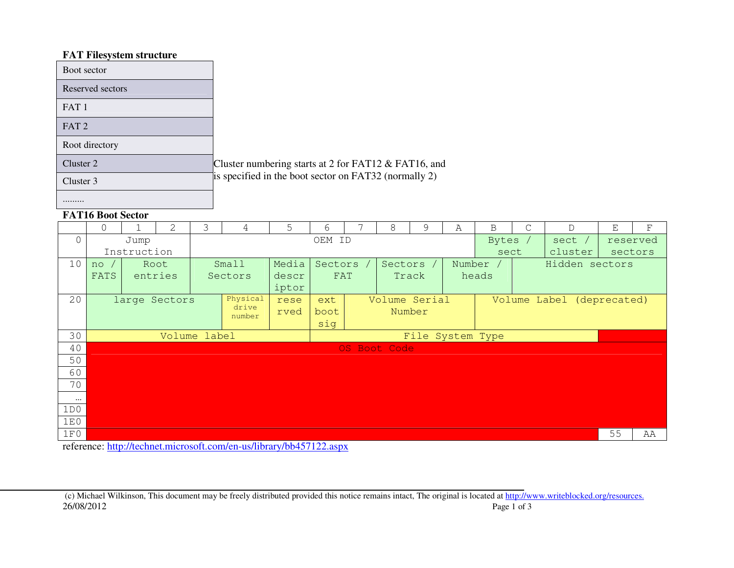## FAT Filesystem structure

| |
|---|
| Boot sector |
| Reserved sectors |
| FAT 1 |
| FAT 2 |
| Root directory |
| Cluster 2 |
| Cluster 3 |
| ......... |

Cluster numbering starts at 2 for FAT12 & FAT16, and is specified in the boot sector on FAT32 (normally 2)

## FAT16 Boot Sector

| | 0 | 1 | 2 | 3 | 4 | 5 | 6 | 7 | 8 | 9 | A | B | C | D | E | F |
|---|---|---|---|---|---|---|---|---|---|---|---|---|---|---|---|---|
| 0 | Jump Instruction | | | OEM ID | | | | | | | | Bytes / sect | | sect / cluster | reserved sectors | |
| 10 | no / FATS | Root entries | | Small Sectors | | Media descriptor | Sectors / FAT | | Sectors / Track | | Number / heads | | Hidden sectors | | | |
| 20 | large Sectors | | | | Physical drive number | reserved | ext boot sig | Volume Serial Number | | | | Volume Label (deprecated) | | | | |
| 30 | Volume label | | | | | | File System Type | | | | | | | | | |
| 40 | OS Boot Code | | | | | | | | | | | | | | | |
| 50 | | | | | | | | | | | | | | | | |
| 60 | | | | | | | | | | | | | | | | |
| 70 | | | | | | | | | | | | | | | | |
| ... | | | | | | | | | | | | | | | | |
| 1D0 | | | | | | | | | | | | | | | | |
| 1E0 | | | | | | | | | | | | | | | | |
| 1F0 | | | | | | | | | | | | | | | 55 | AA |

reference: http://technet.microsoft.com/en-us/library/bb457122.aspx

(c) Michael Wilkinson, This document may be freely distributed provided this notice remains intact, The original is located at http://www.writeblocked.org/resources.
26/08/2012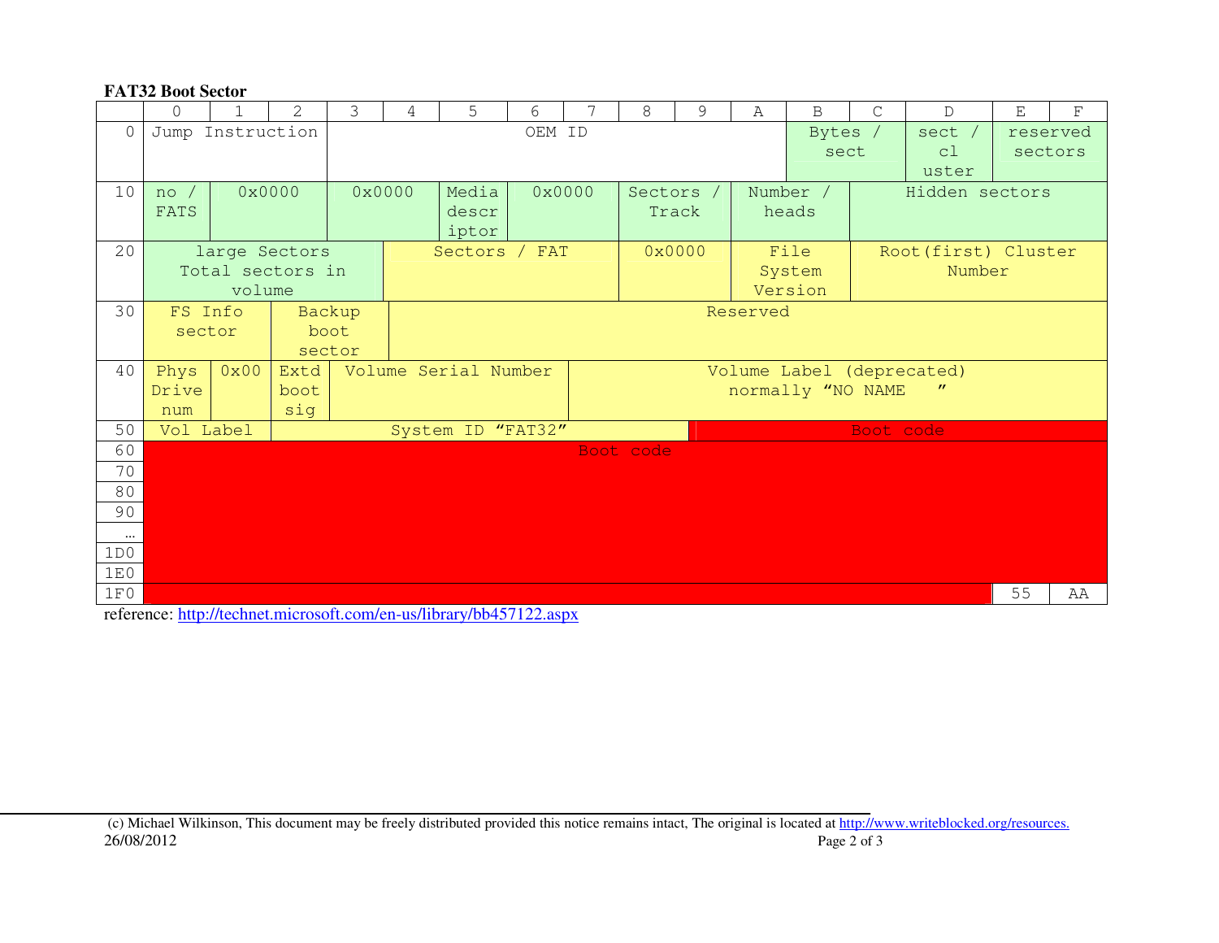**FAT32 Boot Sector**

| | 0 | 1 | 2 | 3 | 4 | 5 | 6 | 7 | 8 | 9 | A | B | C | D | E | F |
|---|---|---|---|---|---|---|---|---|---|---|---|---|---|---|---|---|
| 0 | Jump Instruction | | | OEM ID | | | | | | | | Bytes / sect | | sect / cluster | reserved sectors | |
| 10 | no / FATS | 0x0000 | | 0x0000 | | Media descriptor | 0x0000 | | Sectors / Track | | Number / heads | | Hidden sectors | | | |
| 20 | large Sectors Total sectors in volume | | | | Sectors / FAT | | | | 0x0000 | | File System Version | | Root(first) Cluster Number | | | |
| 30 | FS Info sector | | Backup boot sector | | Reserved | | | | | | | | | | | |
| 40 | Phys Drive num | 0x00 | Extd boot sig | Volume Serial Number | | | | Volume Label (deprecated) normally "NO NAME " | | | | | | | | |
| 50 | Vol Label | | System ID "FAT32" | | | | | | Boot code | | | | | | | |
| 60 | Boot code | | | | | | | | | | | | | | | |
| 70 | | | | | | | | | | | | | | | | |
| 80 | | | | | | | | | | | | | | | | |
| 90 | | | | | | | | | | | | | | | | |
| … | | | | | | | | | | | | | | | | |
| 1D0 | | | | | | | | | | | | | | | | |
| 1E0 | | | | | | | | | | | | | | | | |
| 1F0 | | | | | | | | | | | | | | | 55 | AA |

reference: http://technet.microsoft.com/en-us/library/bb457122.aspx

(c) Michael Wilkinson, This document may be freely distributed provided this notice remains intact, The original is located at http://www.writeblocked.org/resources.
26/08/2012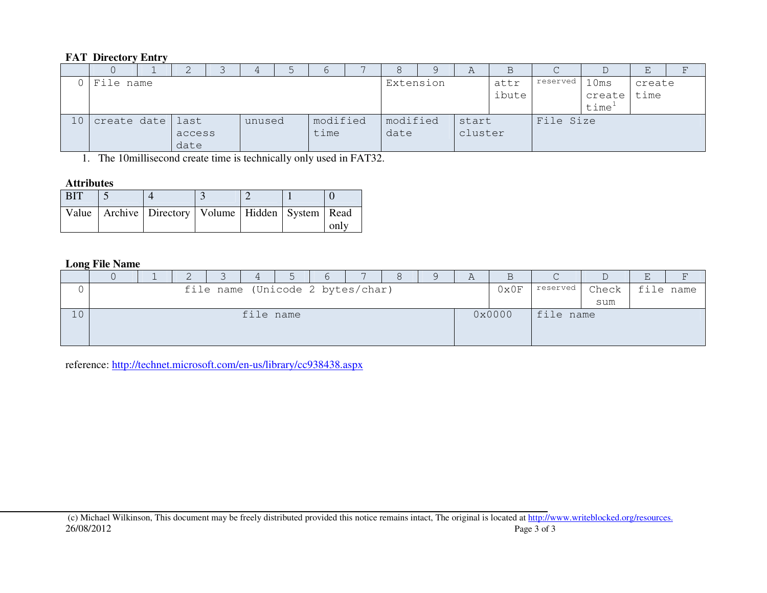**FAT Directory Entry**

| | 0 | 1 | 2 | 3 | 4 | 5 | 6 | 7 | 8 | 9 | A | B | C | D | E | F |
|---|---|---|---|---|---|---|---|---|---|---|---|---|---|---|---|---|
| 0 | File name | | | | | | | | Extension | | | attribute | reserved | 10ms create time[1] | create time | |
| 10 | create date | | last access date | | unused | | modified time | | modified date | | start cluster | | File Size | | | |

1. The 10millisecond create time is technically only used in FAT32.

**Attributes**

| BIT | 5 | 4 | 3 | 2 | 1 | 0 |
|---|---|---|---|---|---|---|
| Value | Archive | Directory | Volume | Hidden | System | Read only |

**Long File Name**

| | 0 | 1 | 2 | 3 | 4 | 5 | 6 | 7 | 8 | 9 | A | B | C | D | E | F |
|---|---|---|---|---|---|---|---|---|---|---|---|---|---|---|---|---|
| 0 | file name (Unicode 2 bytes/char) | | | | | | | | | | | 0x0F | reserved | Check sum | file name | |
| 10 | file name | | | | | | | | | | 0x0000 | | file name | | | |

reference: http://technet.microsoft.com/en-us/library/cc938438.aspx

(c) Michael Wilkinson, This document may be freely distributed provided this notice remains intact, The original is located at http://www.writeblocked.org/resources.
26/08/2012